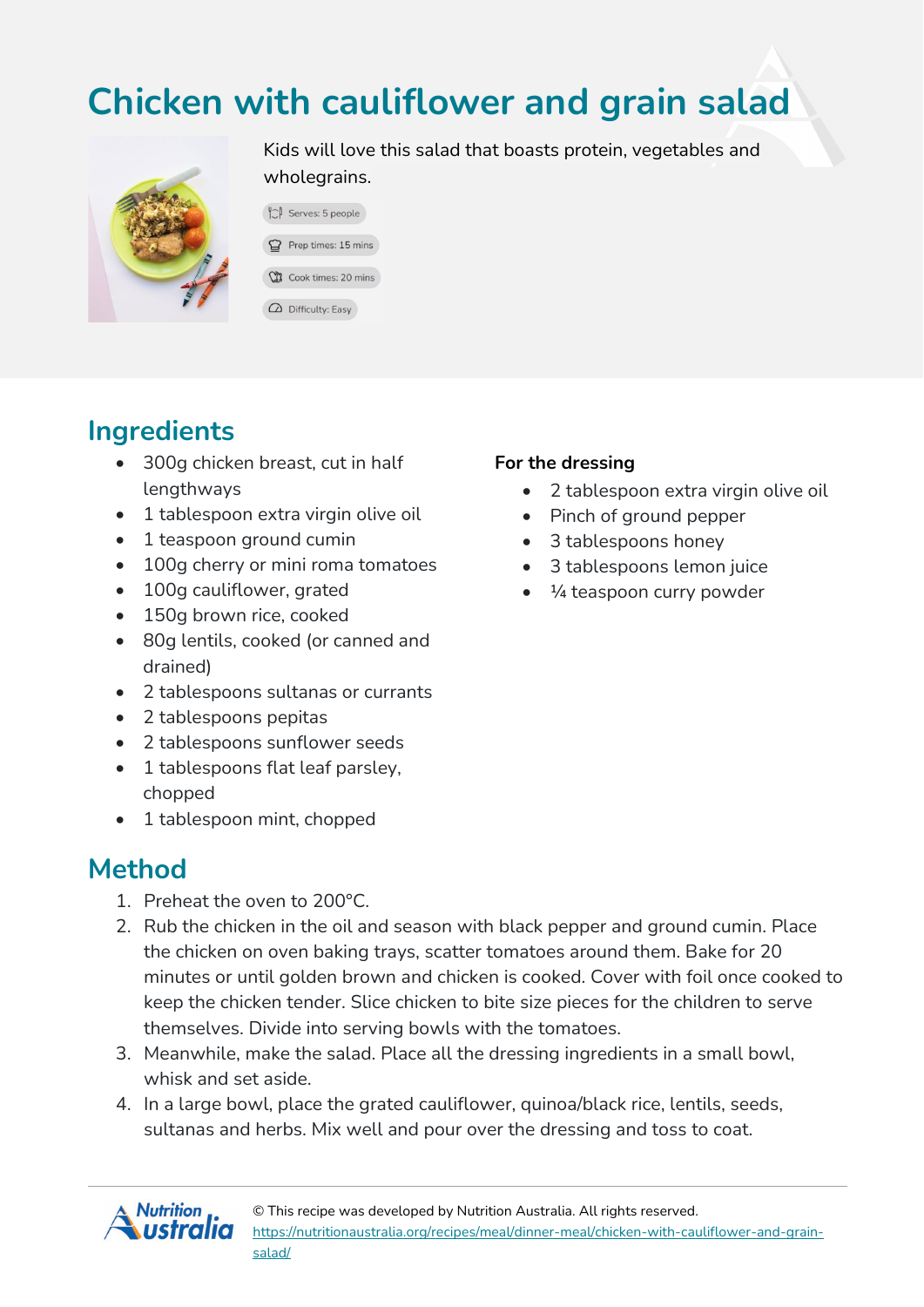# Chicken with cauliflower and grain salad

Kids will love this salad that boasts protein, vegetables and wholegrains.

- Serves: 5 people
- Prep times: 15 mins
- Cook times: 20 mins
- Difficulty: Easy

## Ingredients

- 300g chicken breast, cut in half lengthways
- 1 tablespoon extra virgin olive oil
- 1 teaspoon ground cumin
- 100g cherry or mini roma tomatoes
- 100g cauliflower, grated
- 150g brown rice, cooked
- 80g lentils, cooked (or canned and drained)
- 2 tablespoons sultanas or currants
- 2 tablespoons pepitas
- 2 tablespoons sunflower seeds
- 1 tablespoons flat leaf parsley, chopped
- 1 tablespoon mint, chopped

**For the dressing**

- 2 tablespoon extra virgin olive oil
- Pinch of ground pepper
- 3 tablespoons honey
- 3 tablespoons lemon juice
- ¼ teaspoon curry powder

## Method

1. Preheat the oven to 200°C.
2. Rub the chicken in the oil and season with black pepper and ground cumin. Place the chicken on oven baking trays, scatter tomatoes around them. Bake for 20 minutes or until golden brown and chicken is cooked. Cover with foil once cooked to keep the chicken tender. Slice chicken to bite size pieces for the children to serve themselves. Divide into serving bowls with the tomatoes.
3. Meanwhile, make the salad. Place all the dressing ingredients in a small bowl, whisk and set aside.
4. In a large bowl, place the grated cauliflower, quinoa/black rice, lentils, seeds, sultanas and herbs. Mix well and pour over the dressing and toss to coat.

© This recipe was developed by Nutrition Australia. All rights reserved.
https://nutritionaustralia.org/recipes/meal/dinner-meal/chicken-with-cauliflower-and-grain-salad/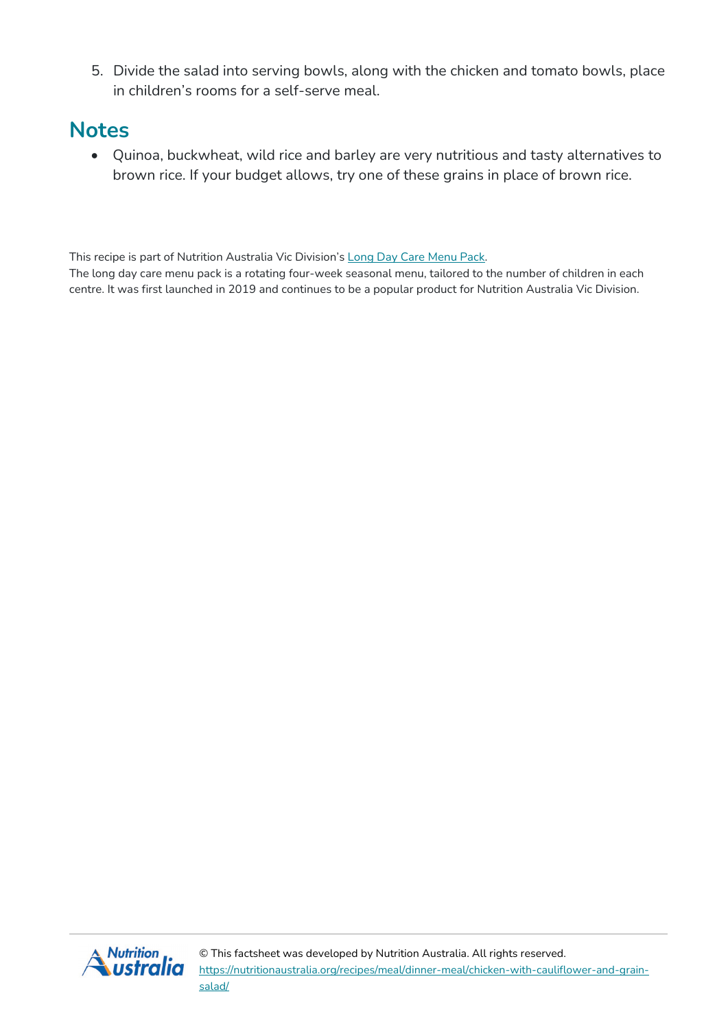5. Divide the salad into serving bowls, along with the chicken and tomato bowls, place in children's rooms for a self-serve meal.

## Notes

- Quinoa, buckwheat, wild rice and barley are very nutritious and tasty alternatives to brown rice. If your budget allows, try one of these grains in place of brown rice.

This recipe is part of Nutrition Australia Vic Division's [Long Day Care Menu Pack](#).
The long day care menu pack is a rotating four-week seasonal menu, tailored to the number of children in each centre. It was first launched in 2019 and continues to be a popular product for Nutrition Australia Vic Division.

© This factsheet was developed by Nutrition Australia. All rights reserved.
https://nutritionaustralia.org/recipes/meal/dinner-meal/chicken-with-cauliflower-and-grain-salad/